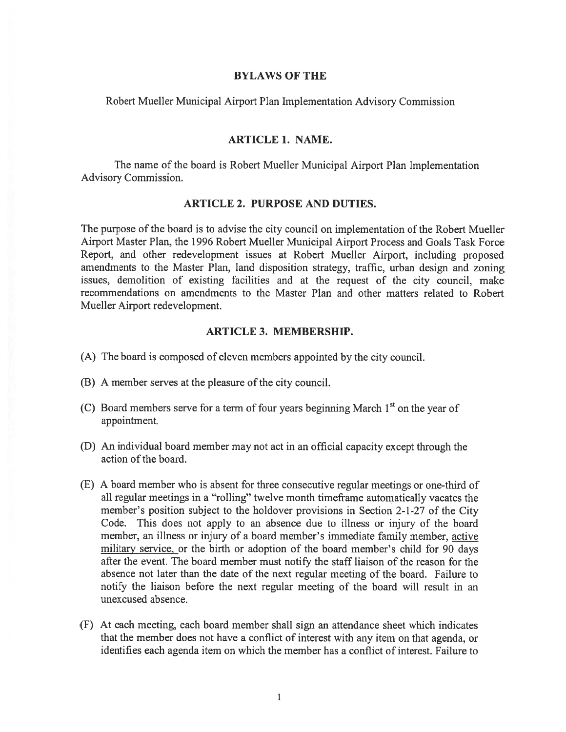# BYLAWS OF THE

Robert Mueller Municipal Airport Plan Implementation Advisory Commission

## ARTICLE 1. NAME.

The name of the board is Robert Mueller Municipal Airport Plan Implementation Advisory Commission.

## ARTICLE 2. PURPOSE AND DUTIES.

The purpose of the board is to advise the city council on implementation of the Robert Mueller Airport Master Plan, the 1996 Robert Mueller Municipal Airport Process and Goals Task Force Report, and other redevelopment issues at Robert Mueller Airport, including proposed amendments to the Master Plan, land disposition strategy, traffic, urban design and zoning issues, demolition of existing facilities and at the request of the city council, make recommendations on amendments to the Master Plan and other matters related to Robert Mueller Airport redevelopment.

## ARTICLE 3. MEMBERSHIP.

(A) The board is composed of eleven members appointed by the city council.

(B) A member serves at the pleasure of the city council.

(C) Board members serve for a term of four years beginning March 1st on the year of appointment.

(D) An individual board member may not act in an official capacity except through the action of the board.

(E) A board member who is absent for three consecutive regular meetings or one-third of all regular meetings in a "rolling" twelve month timeframe automatically vacates the member's position subject to the holdover provisions in Section 2-1-27 of the City Code. This does not apply to an absence due to illness or injury of the board member, an illness or injury of a board member's immediate family member, active military service, or the birth or adoption of the board member's child for 90 days after the event. The board member must notify the staff liaison of the reason for the absence not later than the date of the next regular meeting of the board. Failure to notify the liaison before the next regular meeting of the board will result in an unexcused absence.

(F) At each meeting, each board member shall sign an attendance sheet which indicates that the member does not have a conflict of interest with any item on that agenda, or identifies each agenda item on which the member has a conflict of interest. Failure to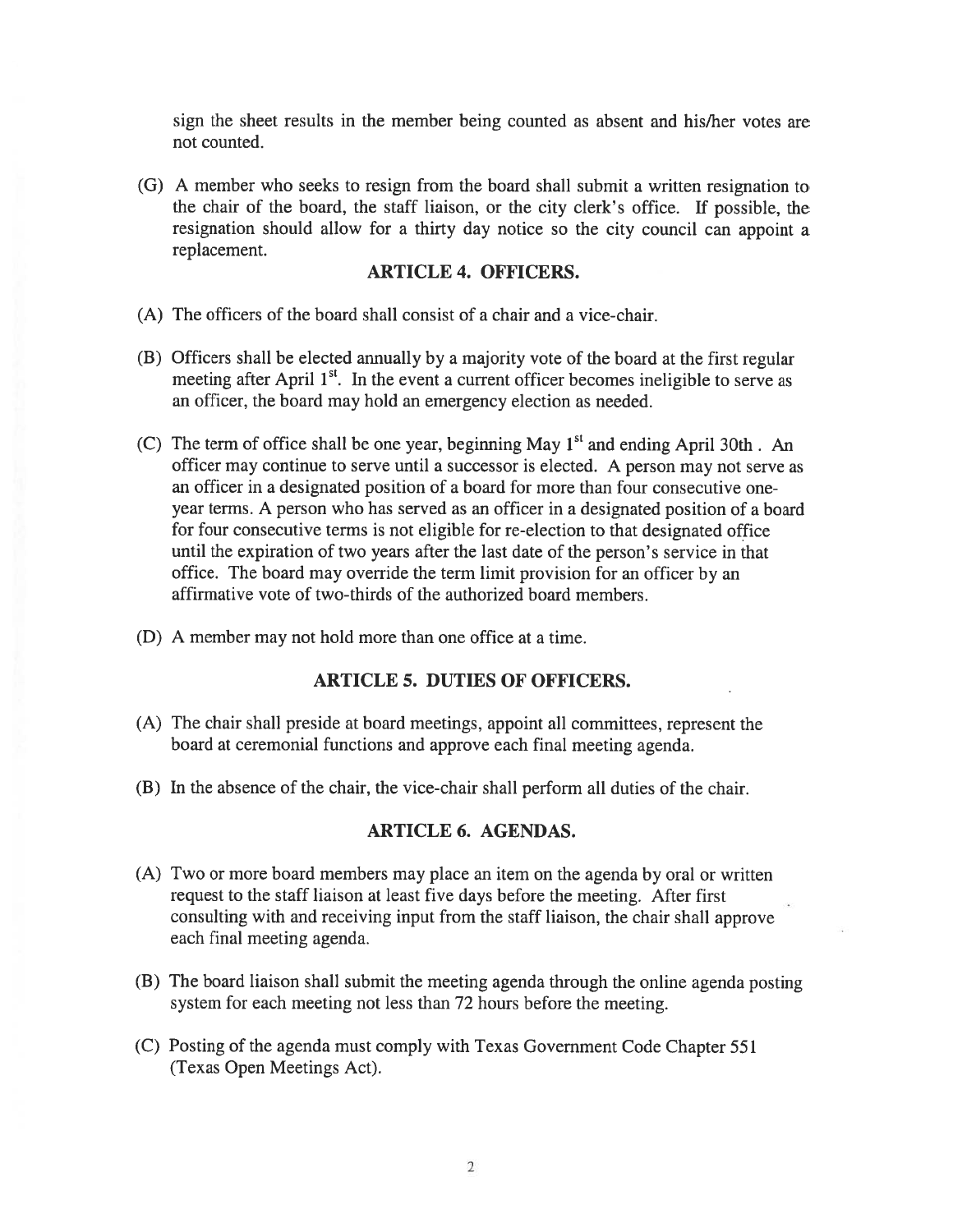sign the sheet results in the member being counted as absent and his/her votes are not counted.

(G) A member who seeks to resign from the board shall submit a written resignation to the chair of the board, the staff liaison, or the city clerk's office. If possible, the resignation should allow for a thirty day notice so the city council can appoint a replacement.

## ARTICLE 4. OFFICERS.

(A) The officers of the board shall consist of a chair and a vice-chair.

(B) Officers shall be elected annually by a majority vote of the board at the first regular meeting after April 1st. In the event a current officer becomes ineligible to serve as an officer, the board may hold an emergency election as needed.

(C) The term of office shall be one year, beginning May 1st and ending April 30th . An officer may continue to serve until a successor is elected. A person may not serve as an officer in a designated position of a board for more than four consecutive one-year terms. A person who has served as an officer in a designated position of a board for four consecutive terms is not eligible for re-election to that designated office until the expiration of two years after the last date of the person's service in that office. The board may override the term limit provision for an officer by an affirmative vote of two-thirds of the authorized board members.

(D) A member may not hold more than one office at a time.

## ARTICLE 5. DUTIES OF OFFICERS.

(A) The chair shall preside at board meetings, appoint all committees, represent the board at ceremonial functions and approve each final meeting agenda.

(B) In the absence of the chair, the vice-chair shall perform all duties of the chair.

## ARTICLE 6. AGENDAS.

(A) Two or more board members may place an item on the agenda by oral or written request to the staff liaison at least five days before the meeting. After first consulting with and receiving input from the staff liaison, the chair shall approve each final meeting agenda.

(B) The board liaison shall submit the meeting agenda through the online agenda posting system for each meeting not less than 72 hours before the meeting.

(C) Posting of the agenda must comply with Texas Government Code Chapter 551 (Texas Open Meetings Act).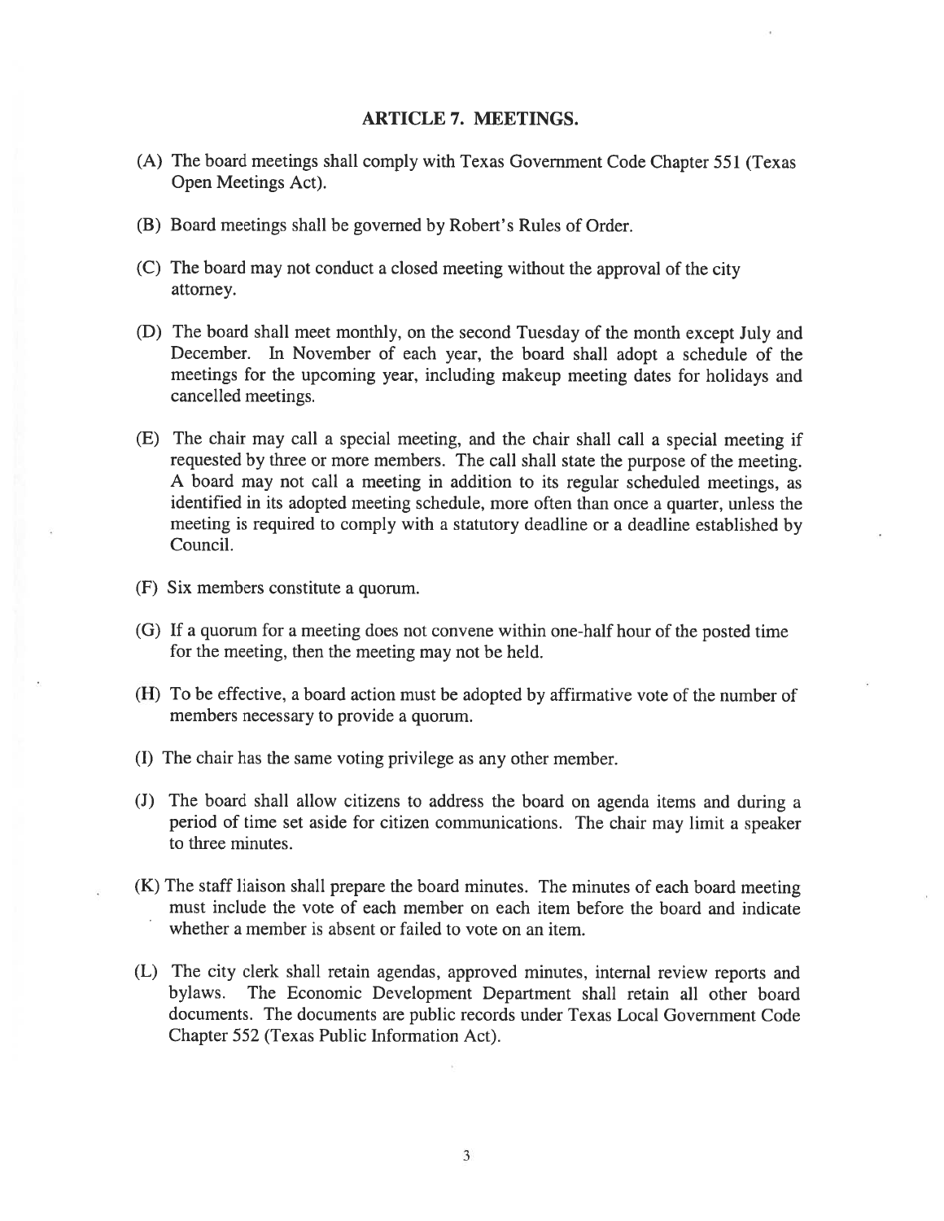## ARTICLE 7. MEETINGS.

(A) The board meetings shall comply with Texas Government Code Chapter 551 (Texas Open Meetings Act).

(B) Board meetings shall be governed by Robert's Rules of Order.

(C) The board may not conduct a closed meeting without the approval of the city attorney.

(D) The board shall meet monthly, on the second Tuesday of the month except July and December. In November of each year, the board shall adopt a schedule of the meetings for the upcoming year, including makeup meeting dates for holidays and cancelled meetings.

(E) The chair may call a special meeting, and the chair shall call a special meeting if requested by three or more members. The call shall state the purpose of the meeting. A board may not call a meeting in addition to its regular scheduled meetings, as identified in its adopted meeting schedule, more often than once a quarter, unless the meeting is required to comply with a statutory deadline or a deadline established by Council.

(F) Six members constitute a quorum.

(G) If a quorum for a meeting does not convene within one-half hour of the posted time for the meeting, then the meeting may not be held.

(H) To be effective, a board action must be adopted by affirmative vote of the number of members necessary to provide a quorum.

(I) The chair has the same voting privilege as any other member.

(J) The board shall allow citizens to address the board on agenda items and during a period of time set aside for citizen communications. The chair may limit a speaker to three minutes.

(K) The staff liaison shall prepare the board minutes. The minutes of each board meeting must include the vote of each member on each item before the board and indicate whether a member is absent or failed to vote on an item.

(L) The city clerk shall retain agendas, approved minutes, internal review reports and bylaws. The Economic Development Department shall retain all other board documents. The documents are public records under Texas Local Government Code Chapter 552 (Texas Public Information Act).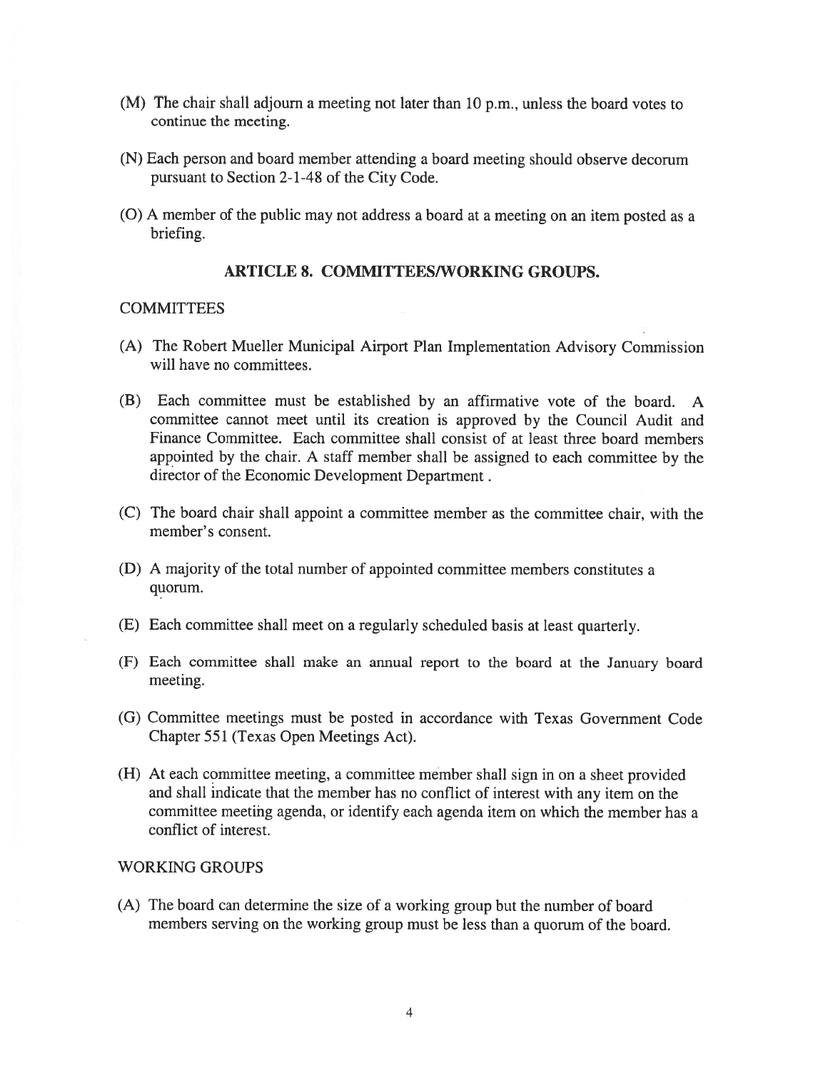(M) The chair shall adjourn a meeting not later than 10 p.m., unless the board votes to continue the meeting.

(N) Each person and board member attending a board meeting should observe decorum pursuant to Section 2-1-48 of the City Code.

(O) A member of the public may not address a board at a meeting on an item posted as a briefing.

## ARTICLE 8. COMMITTEES/WORKING GROUPS.

COMMITTEES

(A) The Robert Mueller Municipal Airport Plan Implementation Advisory Commission will have no committees.

(B) Each committee must be established by an affirmative vote of the board. A committee cannot meet until its creation is approved by the Council Audit and Finance Committee. Each committee shall consist of at least three board members appointed by the chair. A staff member shall be assigned to each committee by the director of the Economic Development Department .

(C) The board chair shall appoint a committee member as the committee chair, with the member's consent.

(D) A majority of the total number of appointed committee members constitutes a quorum.

(E) Each committee shall meet on a regularly scheduled basis at least quarterly.

(F) Each committee shall make an annual report to the board at the January board meeting.

(G) Committee meetings must be posted in accordance with Texas Government Code Chapter 551 (Texas Open Meetings Act).

(H) At each committee meeting, a committee member shall sign in on a sheet provided and shall indicate that the member has no conflict of interest with any item on the committee meeting agenda, or identify each agenda item on which the member has a conflict of interest.

WORKING GROUPS

(A) The board can determine the size of a working group but the number of board members serving on the working group must be less than a quorum of the board.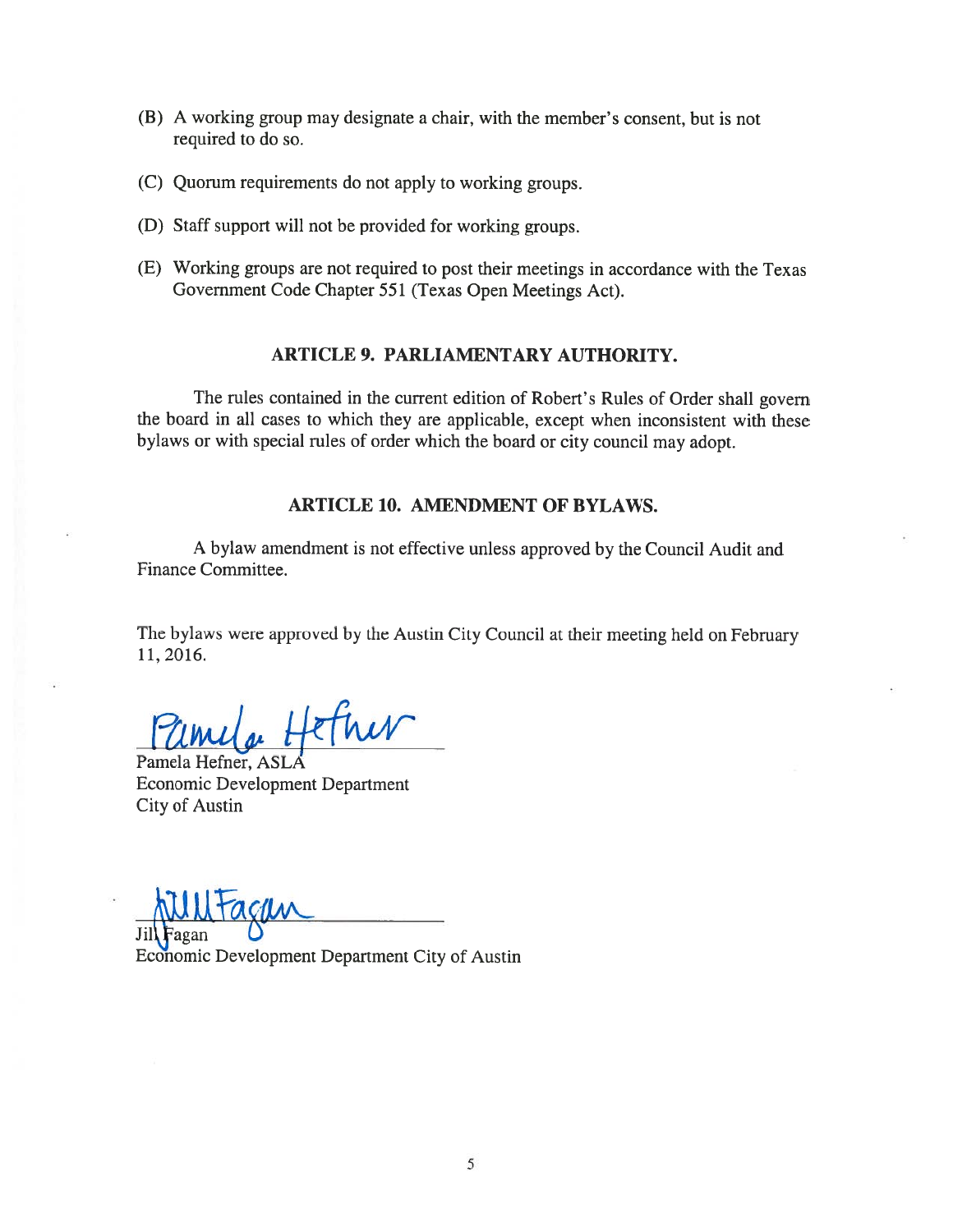(B) A working group may designate a chair, with the member's consent, but is not required to do so.

(C) Quorum requirements do not apply to working groups.

(D) Staff support will not be provided for working groups.

(E) Working groups are not required to post their meetings in accordance with the Texas Government Code Chapter 551 (Texas Open Meetings Act).

## ARTICLE 9. PARLIAMENTARY AUTHORITY.

The rules contained in the current edition of Robert's Rules of Order shall govern the board in all cases to which they are applicable, except when inconsistent with these bylaws or with special rules of order which the board or city council may adopt.

## ARTICLE 10. AMENDMENT OF BYLAWS.

A bylaw amendment is not effective unless approved by the Council Audit and Finance Committee.

The bylaws were approved by the Austin City Council at their meeting held on February 11, 2016.

Pamela Hefner

Pamela Hefner, ASLA
Economic Development Department
City of Austin

Jill Fagan

Jill Fagan
Economic Development Department City of Austin